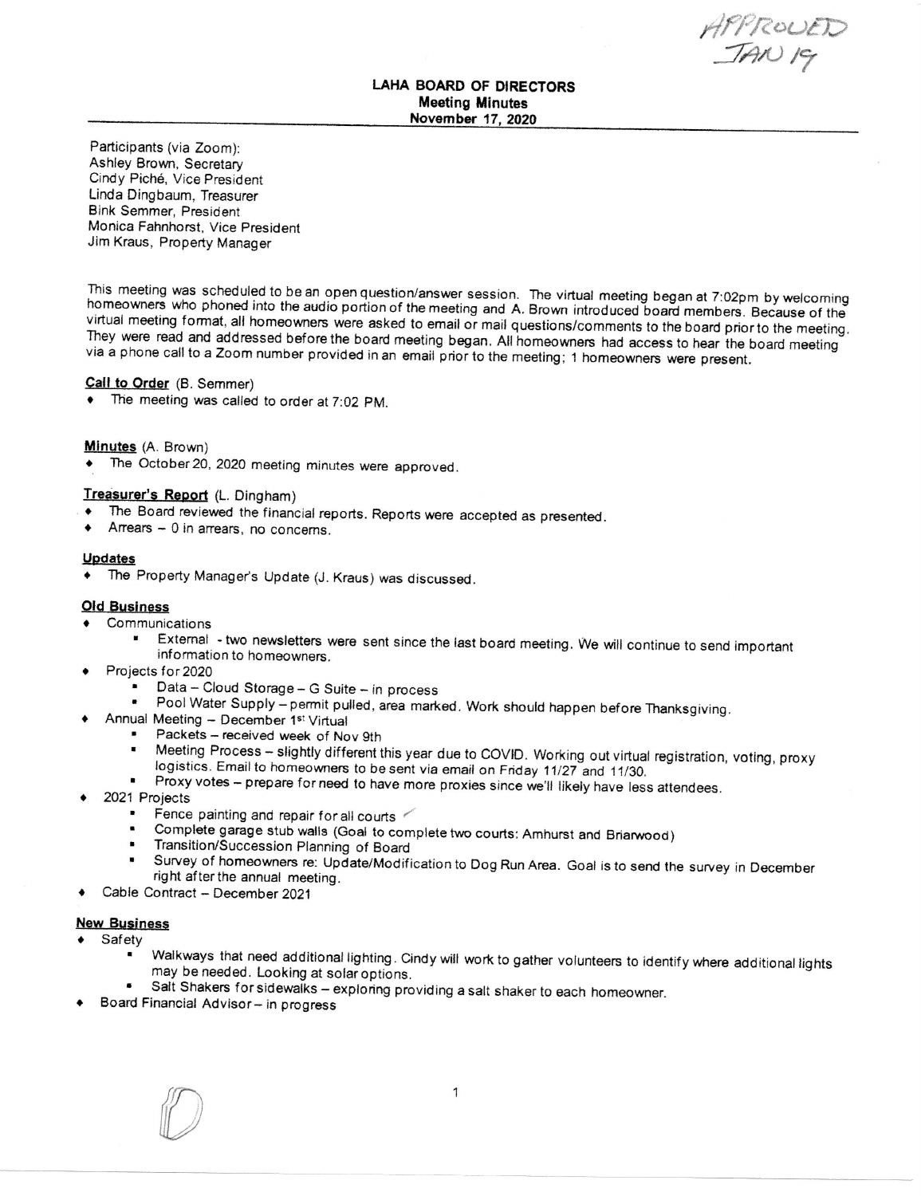APPROVED JAN 19

**LAHA BOARD OF DIRECTORS**
**Meeting Minutes**
**November 17, 2020**

Participants (via Zoom):
Ashley Brown, Secretary
Cindy Piché, Vice President
Linda Dingbaum, Treasurer
Bink Semmer, President
Monica Fahnhorst, Vice President
Jim Kraus, Property Manager

This meeting was scheduled to be an open question/answer session. The virtual meeting began at 7:02pm by welcoming homeowners who phoned into the audio portion of the meeting and A. Brown introduced board members. Because of the virtual meeting format, all homeowners were asked to email or mail questions/comments to the board prior to the meeting. They were read and addressed before the board meeting began. All homeowners had access to hear the board meeting via a phone call to a Zoom number provided in an email prior to the meeting; 1 homeowners were present.

**Call to Order** (B. Semmer)

- The meeting was called to order at 7:02 PM.

**Minutes** (A. Brown)

- The October 20, 2020 meeting minutes were approved.

**Treasurer's Report** (L. Dingham)

- The Board reviewed the financial reports. Reports were accepted as presented.
- Arrears – 0 in arrears, no concerns.

**Updates**

- The Property Manager's Update (J. Kraus) was discussed.

**Old Business**

- Communications
  - External - two newsletters were sent since the last board meeting. We will continue to send important information to homeowners.
- Projects for 2020
  - Data – Cloud Storage – G Suite – in process
  - Pool Water Supply – permit pulled, area marked. Work should happen before Thanksgiving.
- Annual Meeting – December 1st Virtual
  - Packets – received week of Nov 9th
  - Meeting Process – slightly different this year due to COVID. Working out virtual registration, voting, proxy logistics. Email to homeowners to be sent via email on Friday 11/27 and 11/30.
  - Proxy votes – prepare for need to have more proxies since we'll likely have less attendees.
- 2021 Projects
  - Fence painting and repair for all courts
  - Complete garage stub walls (Goal to complete two courts: Amhurst and Briarwood)
  - Transition/Succession Planning of Board
  - Survey of homeowners re: Update/Modification to Dog Run Area. Goal is to send the survey in December right after the annual meeting.
- Cable Contract – December 2021

**New Business**

- Safety
  - Walkways that need additional lighting. Cindy will work to gather volunteers to identify where additional lights may be needed. Looking at solar options.
  - Salt Shakers for sidewalks – exploring providing a salt shaker to each homeowner.
- Board Financial Advisor – in progress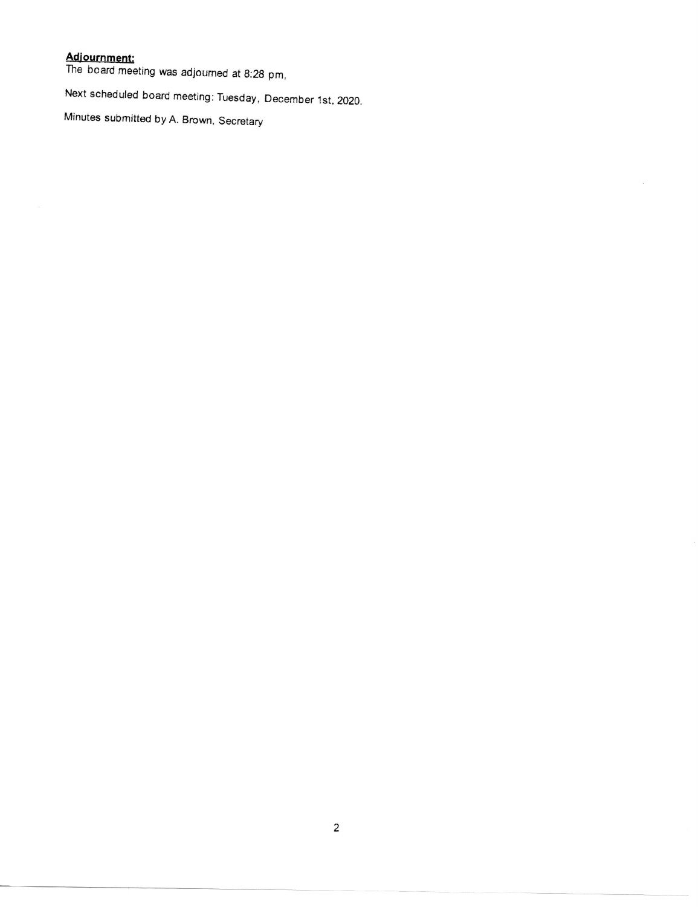**Adjournment:**

The board meeting was adjourned at 8:28 pm,

Next scheduled board meeting: Tuesday, December 1st, 2020.

Minutes submitted by A. Brown, Secretary